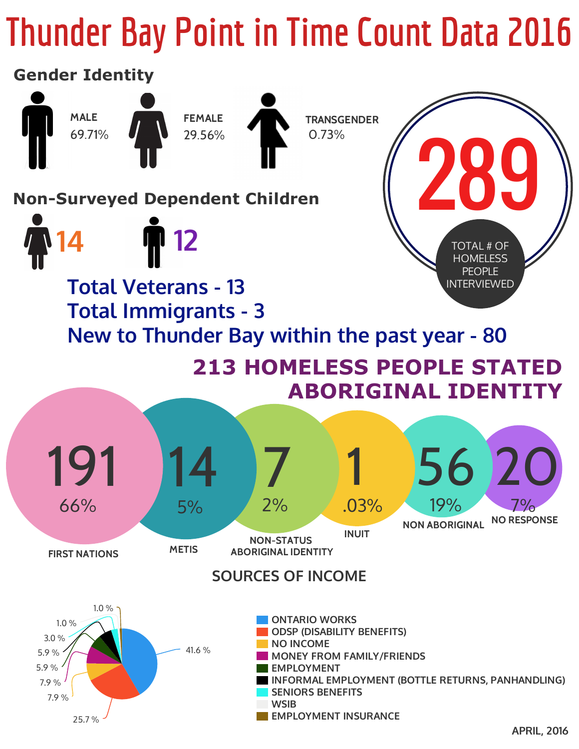# Thunder Bay Point in Time Count Data 2016

## Gender Identity

- MALE 69.71%
- FEMALE 29.56%
- TRANSGENDER 0.73%

**289** TOTAL # OF HOMELESS PEOPLE INTERVIEWED

## Non-Surveyed Dependent Children

- 14 (female)
- 12 (male)

**Total Veterans - 13**
**Total Immigrants - 3**
**New to Thunder Bay within the past year - 80**

## 213 HOMELESS PEOPLE STATED ABORIGINAL IDENTITY

| Category | Count | Percent |
|---|---|---|
| FIRST NATIONS | 191 | 66% |
| METIS | 14 | 5% |
| NON-STATUS ABORIGINAL IDENTITY | 7 | 2% |
| INUIT | 1 | .03% |
| NON ABORIGINAL | 56 | 19% |
| NO RESPONSE | 20 | 7% |

## SOURCES OF INCOME

- ONTARIO WORKS
- ODSP (DISABILITY BENEFITS)
- NO INCOME
- MONEY FROM FAMILY/FRIENDS
- EMPLOYMENT
- INFORMAL EMPLOYMENT (BOTTLE RETURNS, PANHANDLING)
- SENIORS BENEFITS
- WSIB
- EMPLOYMENT INSURANCE

Pie chart values: 41.6 %, 25.7 %, 7.9 %, 7.9 %, 5.9 %, 5.9 %, 3.0 %, 1.0 %, 1.0 %

APRIL, 2016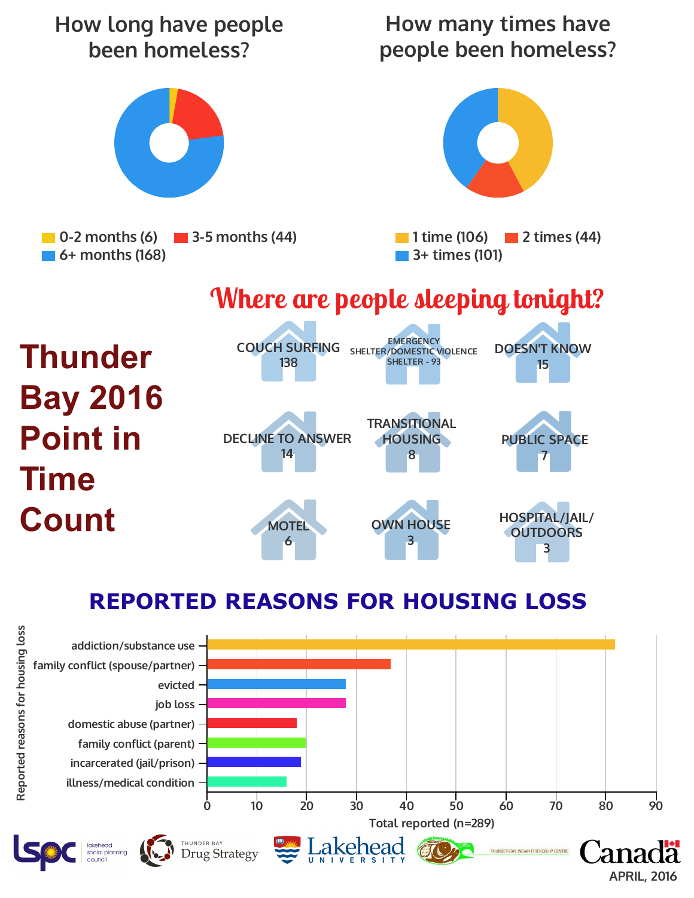# Thunder Bay 2016 Point in Time Count

## How long have people been homeless?

0-2 months (6)
3-5 months (44)
6+ months (168)

## How many times have people been homeless?

1 time (106)
2 times (44)
3+ times (101)

## Where are people sleeping tonight?

COUCH SURFING 138

EMERGENCY SHELTER/DOMESTIC VIOLENCE SHELTER - 93

DOESN'T KNOW 15

DECLINE TO ANSWER 14

TRANSITIONAL HOUSING 8

PUBLIC SPACE 7

MOTEL 6

OWN HOUSE 3

HOSPITAL/JAIL/ OUTDOORS 3

## REPORTED REASONS FOR HOUSING LOSS

Reported reasons for housing loss

addiction/substance use
family conflict (spouse/partner)
evicted
job loss
domestic abuse (partner)
family conflict (parent)
incarcerated (jail/prison)
illness/medical condition

0 10 20 30 40 50 60 70 80 90

Total reported (n=289)

lakehead social planning council
Thunder Bay Drug Strategy
Lakehead University
Thunder Bay Indian Friendship Centre
Canada

APRIL, 2016